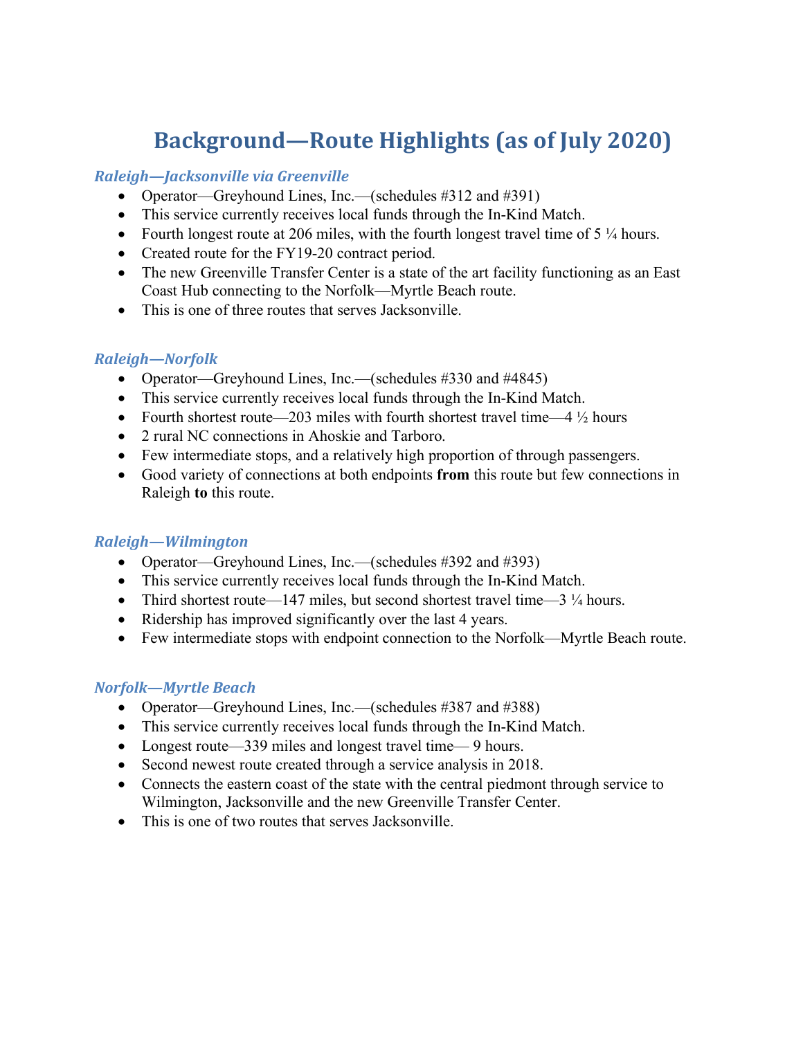# Background—Route Highlights (as of July 2020)

### *Raleigh—Jacksonville via Greenville*

- Operator—Greyhound Lines, Inc.—(schedules #312 and #391)
- This service currently receives local funds through the In-Kind Match.
- Fourth longest route at 206 miles, with the fourth longest travel time of 5 ¼ hours.
- Created route for the FY19-20 contract period.
- The new Greenville Transfer Center is a state of the art facility functioning as an East Coast Hub connecting to the Norfolk—Myrtle Beach route.
- This is one of three routes that serves Jacksonville.

### *Raleigh—Norfolk*

- Operator—Greyhound Lines, Inc.—(schedules #330 and #4845)
- This service currently receives local funds through the In-Kind Match.
- Fourth shortest route—203 miles with fourth shortest travel time—4 ½ hours
- 2 rural NC connections in Ahoskie and Tarboro.
- Few intermediate stops, and a relatively high proportion of through passengers.
- Good variety of connections at both endpoints **from** this route but few connections in Raleigh **to** this route.

### *Raleigh—Wilmington*

- Operator—Greyhound Lines, Inc.—(schedules #392 and #393)
- This service currently receives local funds through the In-Kind Match.
- Third shortest route—147 miles, but second shortest travel time—3 ¼ hours.
- Ridership has improved significantly over the last 4 years.
- Few intermediate stops with endpoint connection to the Norfolk—Myrtle Beach route.

### *Norfolk—Myrtle Beach*

- Operator—Greyhound Lines, Inc.—(schedules #387 and #388)
- This service currently receives local funds through the In-Kind Match.
- Longest route—339 miles and longest travel time— 9 hours.
- Second newest route created through a service analysis in 2018.
- Connects the eastern coast of the state with the central piedmont through service to Wilmington, Jacksonville and the new Greenville Transfer Center.
- This is one of two routes that serves Jacksonville.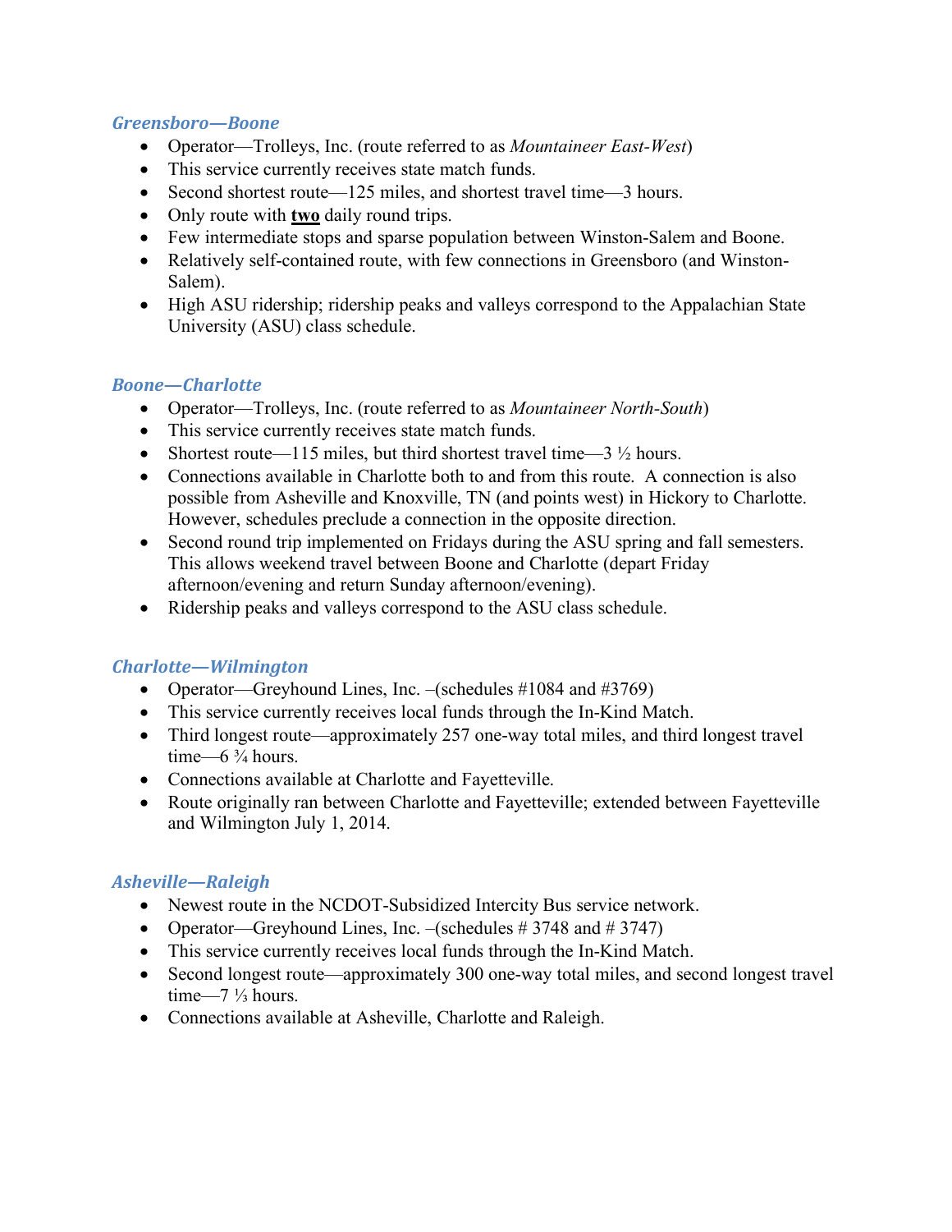### *Greensboro—Boone*

- Operator—Trolleys, Inc. (route referred to as *Mountaineer East-West*)
- This service currently receives state match funds.
- Second shortest route—125 miles, and shortest travel time—3 hours.
- Only route with **two** daily round trips.
- Few intermediate stops and sparse population between Winston-Salem and Boone.
- Relatively self-contained route, with few connections in Greensboro (and Winston-Salem).
- High ASU ridership; ridership peaks and valleys correspond to the Appalachian State University (ASU) class schedule.

### *Boone—Charlotte*

- Operator—Trolleys, Inc. (route referred to as *Mountaineer North-South*)
- This service currently receives state match funds.
- Shortest route—115 miles, but third shortest travel time—3 ½ hours.
- Connections available in Charlotte both to and from this route. A connection is also possible from Asheville and Knoxville, TN (and points west) in Hickory to Charlotte. However, schedules preclude a connection in the opposite direction.
- Second round trip implemented on Fridays during the ASU spring and fall semesters. This allows weekend travel between Boone and Charlotte (depart Friday afternoon/evening and return Sunday afternoon/evening).
- Ridership peaks and valleys correspond to the ASU class schedule.

### *Charlotte—Wilmington*

- Operator—Greyhound Lines, Inc. –(schedules #1084 and #3769)
- This service currently receives local funds through the In-Kind Match.
- Third longest route—approximately 257 one-way total miles, and third longest travel time—6 ¾ hours.
- Connections available at Charlotte and Fayetteville.
- Route originally ran between Charlotte and Fayetteville; extended between Fayetteville and Wilmington July 1, 2014.

### *Asheville—Raleigh*

- Newest route in the NCDOT-Subsidized Intercity Bus service network.
- Operator—Greyhound Lines, Inc. –(schedules # 3748 and # 3747)
- This service currently receives local funds through the In-Kind Match.
- Second longest route—approximately 300 one-way total miles, and second longest travel time—7 ⅓ hours.
- Connections available at Asheville, Charlotte and Raleigh.